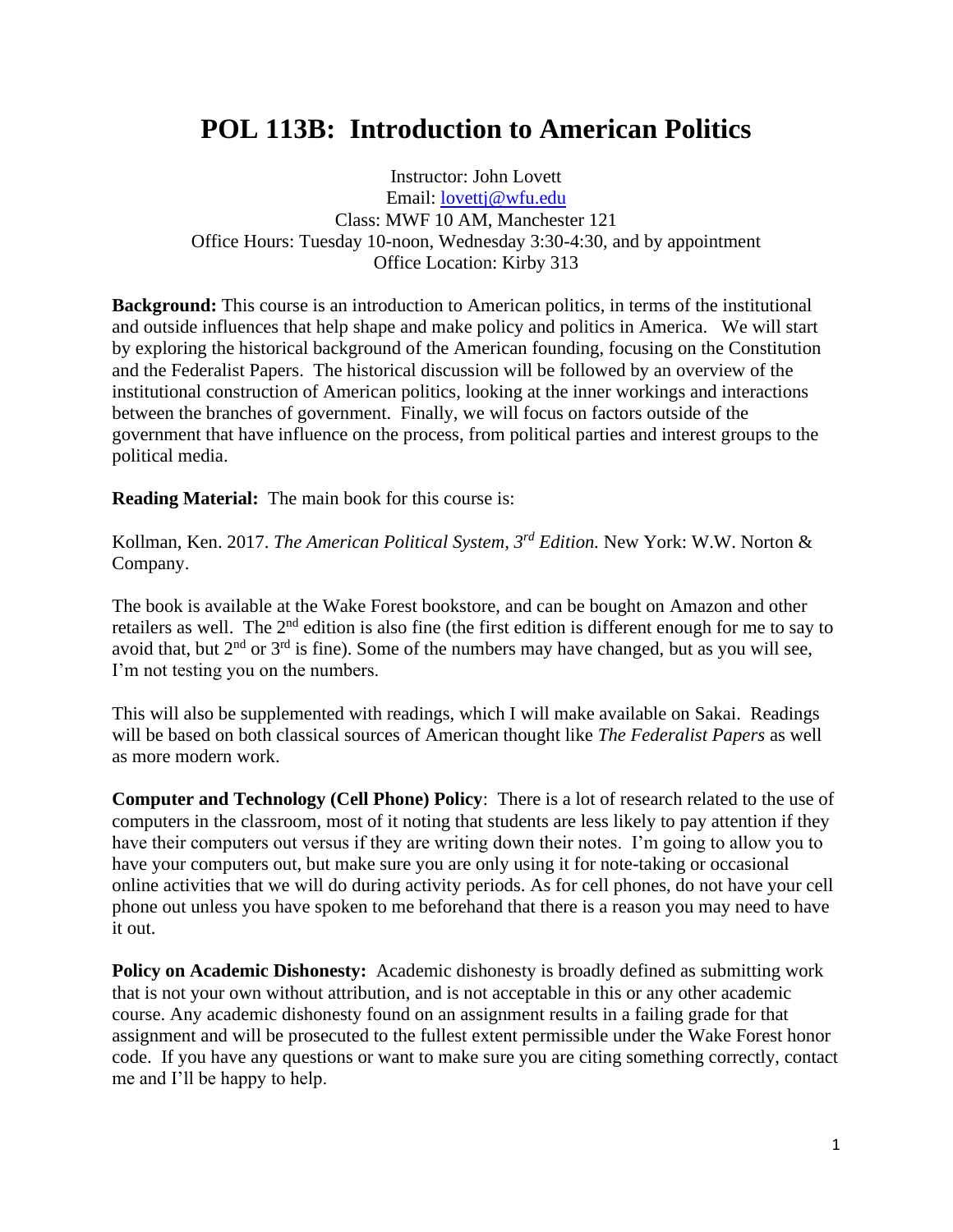# POL 113B: Introduction to American Politics

Instructor: John Lovett
Email: lovettj@wfu.edu
Class: MWF 10 AM, Manchester 121
Office Hours: Tuesday 10-noon, Wednesday 3:30-4:30, and by appointment
Office Location: Kirby 313

**Background:** This course is an introduction to American politics, in terms of the institutional and outside influences that help shape and make policy and politics in America. We will start by exploring the historical background of the American founding, focusing on the Constitution and the Federalist Papers. The historical discussion will be followed by an overview of the institutional construction of American politics, looking at the inner workings and interactions between the branches of government. Finally, we will focus on factors outside of the government that have influence on the process, from political parties and interest groups to the political media.

**Reading Material:** The main book for this course is:

Kollman, Ken. 2017. *The American Political System, 3rd Edition.* New York: W.W. Norton & Company.

The book is available at the Wake Forest bookstore, and can be bought on Amazon and other retailers as well. The 2nd edition is also fine (the first edition is different enough for me to say to avoid that, but 2nd or 3rd is fine). Some of the numbers may have changed, but as you will see, I'm not testing you on the numbers.

This will also be supplemented with readings, which I will make available on Sakai. Readings will be based on both classical sources of American thought like *The Federalist Papers* as well as more modern work.

**Computer and Technology (Cell Phone) Policy**: There is a lot of research related to the use of computers in the classroom, most of it noting that students are less likely to pay attention if they have their computers out versus if they are writing down their notes. I'm going to allow you to have your computers out, but make sure you are only using it for note-taking or occasional online activities that we will do during activity periods. As for cell phones, do not have your cell phone out unless you have spoken to me beforehand that there is a reason you may need to have it out.

**Policy on Academic Dishonesty:** Academic dishonesty is broadly defined as submitting work that is not your own without attribution, and is not acceptable in this or any other academic course. Any academic dishonesty found on an assignment results in a failing grade for that assignment and will be prosecuted to the fullest extent permissible under the Wake Forest honor code. If you have any questions or want to make sure you are citing something correctly, contact me and I'll be happy to help.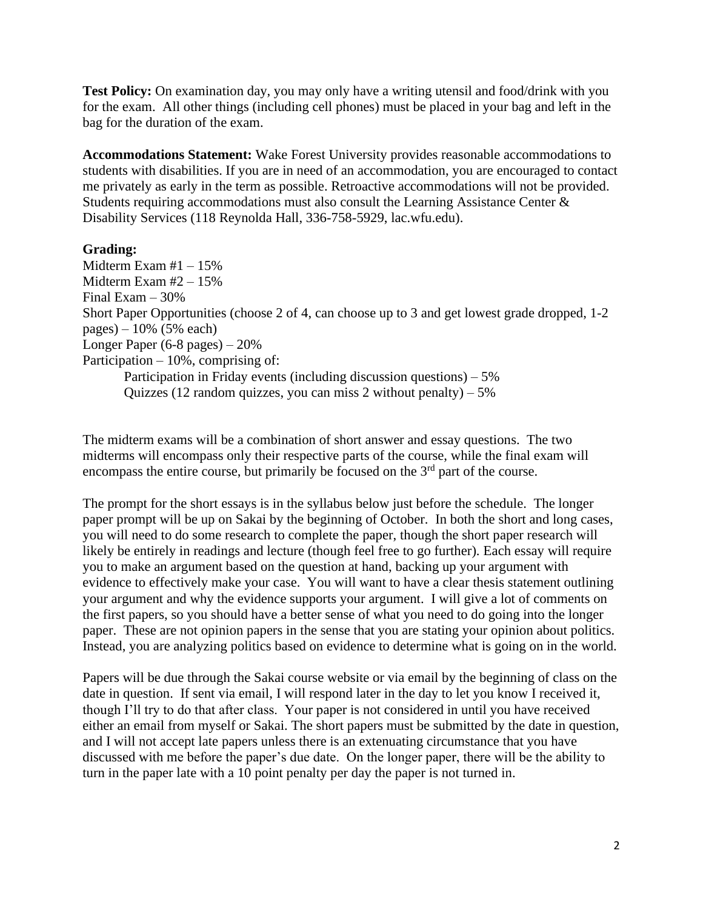**Test Policy:** On examination day, you may only have a writing utensil and food/drink with you for the exam. All other things (including cell phones) must be placed in your bag and left in the bag for the duration of the exam.

**Accommodations Statement:** Wake Forest University provides reasonable accommodations to students with disabilities. If you are in need of an accommodation, you are encouraged to contact me privately as early in the term as possible. Retroactive accommodations will not be provided. Students requiring accommodations must also consult the Learning Assistance Center & Disability Services (118 Reynolda Hall, 336-758-5929, lac.wfu.edu).

**Grading:**

Midterm Exam #1 – 15%
Midterm Exam #2 – 15%
Final Exam – 30%
Short Paper Opportunities (choose 2 of 4, can choose up to 3 and get lowest grade dropped, 1-2 pages) – 10% (5% each)
Longer Paper (6-8 pages) – 20%
Participation – 10%, comprising of:

- Participation in Friday events (including discussion questions) – 5%
- Quizzes (12 random quizzes, you can miss 2 without penalty) – 5%

The midterm exams will be a combination of short answer and essay questions. The two midterms will encompass only their respective parts of the course, while the final exam will encompass the entire course, but primarily be focused on the 3rd part of the course.

The prompt for the short essays is in the syllabus below just before the schedule. The longer paper prompt will be up on Sakai by the beginning of October. In both the short and long cases, you will need to do some research to complete the paper, though the short paper research will likely be entirely in readings and lecture (though feel free to go further). Each essay will require you to make an argument based on the question at hand, backing up your argument with evidence to effectively make your case. You will want to have a clear thesis statement outlining your argument and why the evidence supports your argument. I will give a lot of comments on the first papers, so you should have a better sense of what you need to do going into the longer paper. These are not opinion papers in the sense that you are stating your opinion about politics. Instead, you are analyzing politics based on evidence to determine what is going on in the world.

Papers will be due through the Sakai course website or via email by the beginning of class on the date in question. If sent via email, I will respond later in the day to let you know I received it, though I'll try to do that after class. Your paper is not considered in until you have received either an email from myself or Sakai. The short papers must be submitted by the date in question, and I will not accept late papers unless there is an extenuating circumstance that you have discussed with me before the paper's due date. On the longer paper, there will be the ability to turn in the paper late with a 10 point penalty per day the paper is not turned in.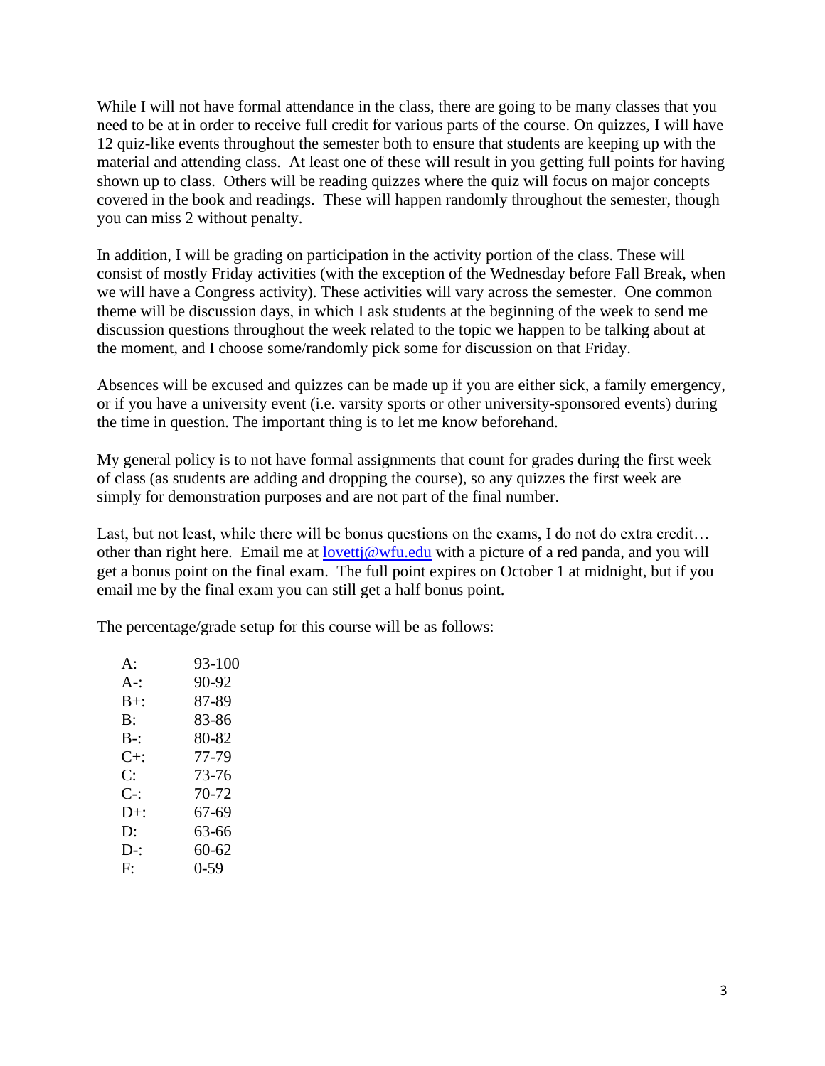While I will not have formal attendance in the class, there are going to be many classes that you need to be at in order to receive full credit for various parts of the course. On quizzes, I will have 12 quiz-like events throughout the semester both to ensure that students are keeping up with the material and attending class. At least one of these will result in you getting full points for having shown up to class. Others will be reading quizzes where the quiz will focus on major concepts covered in the book and readings. These will happen randomly throughout the semester, though you can miss 2 without penalty.

In addition, I will be grading on participation in the activity portion of the class. These will consist of mostly Friday activities (with the exception of the Wednesday before Fall Break, when we will have a Congress activity). These activities will vary across the semester. One common theme will be discussion days, in which I ask students at the beginning of the week to send me discussion questions throughout the week related to the topic we happen to be talking about at the moment, and I choose some/randomly pick some for discussion on that Friday.

Absences will be excused and quizzes can be made up if you are either sick, a family emergency, or if you have a university event (i.e. varsity sports or other university-sponsored events) during the time in question. The important thing is to let me know beforehand.

My general policy is to not have formal assignments that count for grades during the first week of class (as students are adding and dropping the course), so any quizzes the first week are simply for demonstration purposes and are not part of the final number.

Last, but not least, while there will be bonus questions on the exams, I do not do extra credit… other than right here. Email me at [lovettj@wfu.edu](mailto:lovettj@wfu.edu) with a picture of a red panda, and you will get a bonus point on the final exam. The full point expires on October 1 at midnight, but if you email me by the final exam you can still get a half bonus point.

The percentage/grade setup for this course will be as follows:

| Grade | Percentage |
|---|---|
| A: | 93-100 |
| A-: | 90-92 |
| B+: | 87-89 |
| B: | 83-86 |
| B-: | 80-82 |
| C+: | 77-79 |
| C: | 73-76 |
| C-: | 70-72 |
| D+: | 67-69 |
| D: | 63-66 |
| D-: | 60-62 |
| F: | 0-59 |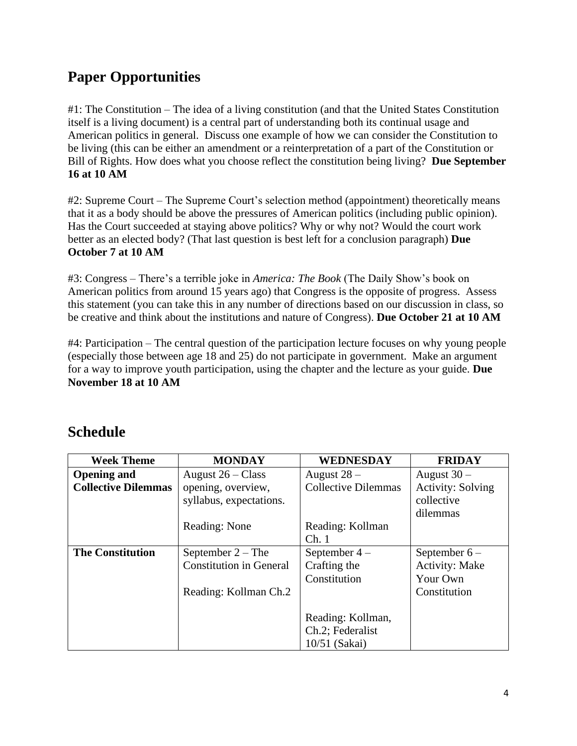## Paper Opportunities

#1: The Constitution – The idea of a living constitution (and that the United States Constitution itself is a living document) is a central part of understanding both its continual usage and American politics in general. Discuss one example of how we can consider the Constitution to be living (this can be either an amendment or a reinterpretation of a part of the Constitution or Bill of Rights. How does what you choose reflect the constitution being living? **Due September 16 at 10 AM**

#2: Supreme Court – The Supreme Court's selection method (appointment) theoretically means that it as a body should be above the pressures of American politics (including public opinion). Has the Court succeeded at staying above politics? Why or why not? Would the court work better as an elected body? (That last question is best left for a conclusion paragraph) **Due October 7 at 10 AM**

#3: Congress – There's a terrible joke in *America: The Book* (The Daily Show's book on American politics from around 15 years ago) that Congress is the opposite of progress. Assess this statement (you can take this in any number of directions based on our discussion in class, so be creative and think about the institutions and nature of Congress). **Due October 21 at 10 AM**

#4: Participation – The central question of the participation lecture focuses on why young people (especially those between age 18 and 25) do not participate in government. Make an argument for a way to improve youth participation, using the chapter and the lecture as your guide. **Due November 18 at 10 AM**

## Schedule

| Week Theme | MONDAY | WEDNESDAY | FRIDAY |
|---|---|---|---|
| **Opening and Collective Dilemmas** | August 26 – Class opening, overview, syllabus, expectations.<br><br>Reading: None | August 28 – Collective Dilemmas<br><br>Reading: Kollman Ch. 1 | August 30 – Activity: Solving collective dilemmas |
| **The Constitution** | September 2 – The Constitution in General<br><br>Reading: Kollman Ch.2 | September 4 – Crafting the Constitution<br><br>Reading: Kollman, Ch.2; Federalist 10/51 (Sakai) | September 6 – Activity: Make Your Own Constitution |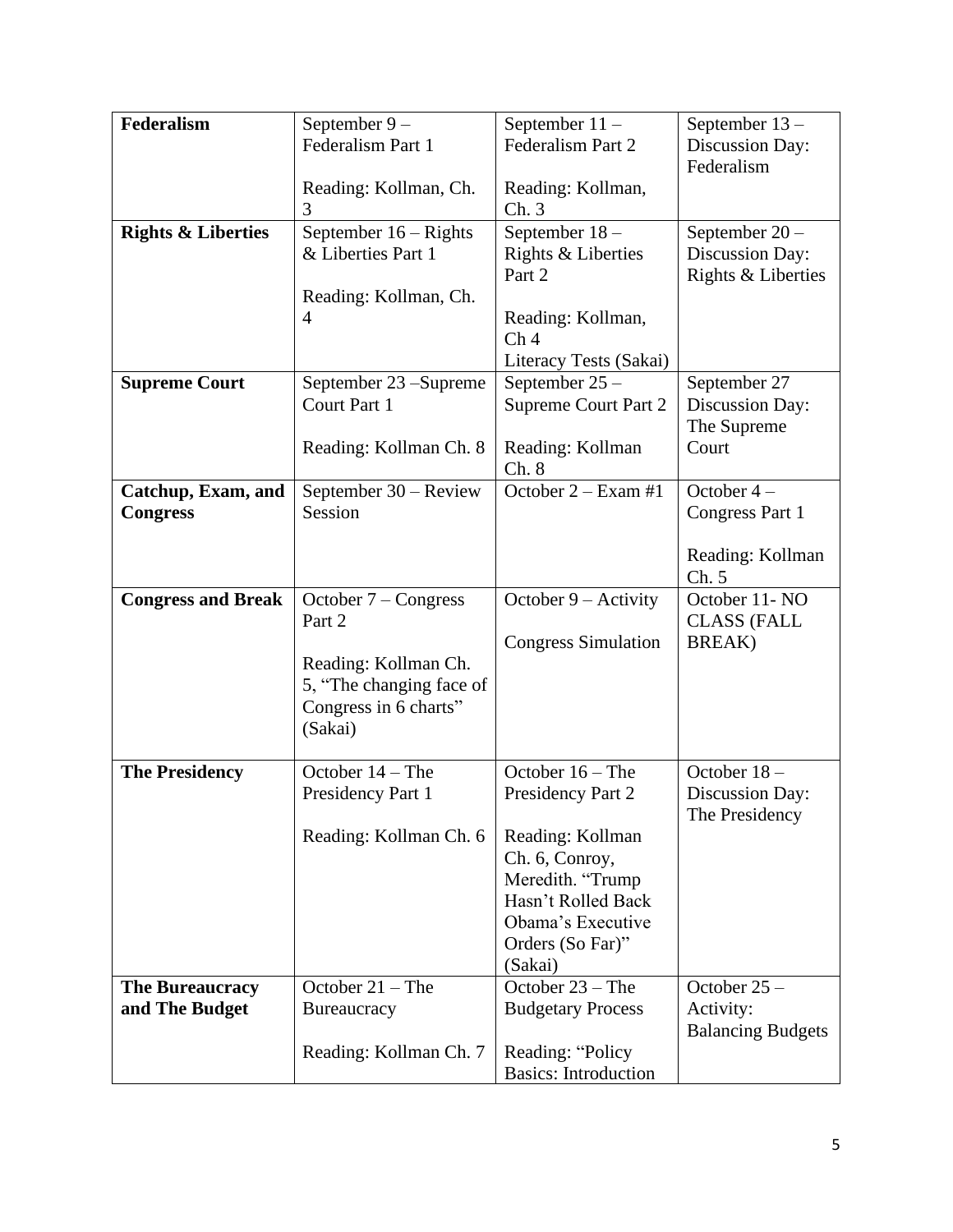| **Federalism** | September 9 – Federalism Part 1<br><br>Reading: Kollman, Ch. 3 | September 11 – Federalism Part 2<br><br>Reading: Kollman, Ch. 3 | September 13 – Discussion Day: Federalism |
|---|---|---|---|
| **Rights & Liberties** | September 16 – Rights & Liberties Part 1<br><br>Reading: Kollman, Ch. 4 | September 18 – Rights & Liberties Part 2<br><br>Reading: Kollman, Ch 4<br>Literacy Tests (Sakai) | September 20 – Discussion Day: Rights & Liberties |
| **Supreme Court** | September 23 –Supreme Court Part 1<br><br>Reading: Kollman Ch. 8 | September 25 – Supreme Court Part 2<br><br>Reading: Kollman Ch. 8 | September 27 Discussion Day: The Supreme Court |
| **Catchup, Exam, and Congress** | September 30 – Review Session | October 2 – Exam #1 | October 4 – Congress Part 1<br><br>Reading: Kollman Ch. 5 |
| **Congress and Break** | October 7 – Congress Part 2<br><br>Reading: Kollman Ch. 5, "The changing face of Congress in 6 charts" (Sakai) | October 9 – Activity<br><br>Congress Simulation | October 11- NO CLASS (FALL BREAK) |
| **The Presidency** | October 14 – The Presidency Part 1<br><br>Reading: Kollman Ch. 6 | October 16 – The Presidency Part 2<br><br>Reading: Kollman Ch. 6, Conroy, Meredith. "Trump Hasn't Rolled Back Obama's Executive Orders (So Far)" (Sakai) | October 18 – Discussion Day: The Presidency |
| **The Bureaucracy and The Budget** | October 21 – The Bureaucracy<br><br>Reading: Kollman Ch. 7 | October 23 – The Budgetary Process<br><br>Reading: "Policy Basics: Introduction | October 25 – Activity: Balancing Budgets |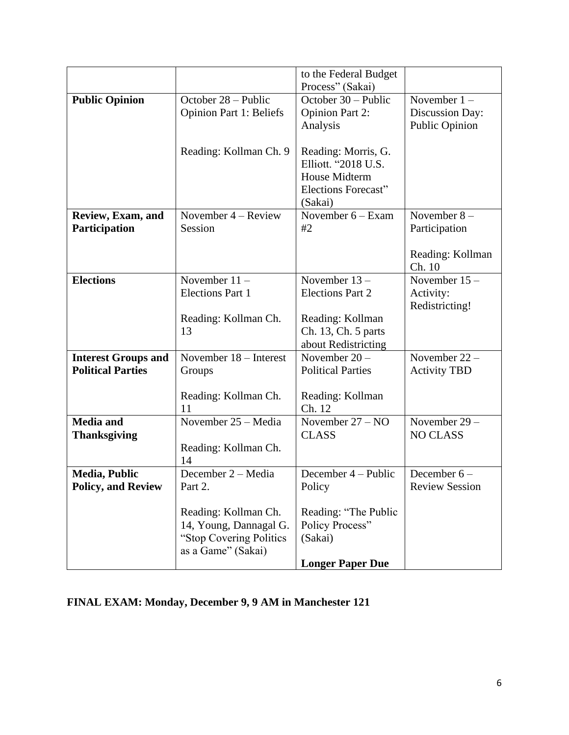| | | | |
|---|---|---|---|
| | | to the Federal Budget Process" (Sakai) | |
| **Public Opinion** | October 28 – Public Opinion Part 1: Beliefs<br><br>Reading: Kollman Ch. 9 | October 30 – Public Opinion Part 2: Analysis<br><br>Reading: Morris, G. Elliott. "2018 U.S. House Midterm Elections Forecast" (Sakai) | November 1 – Discussion Day: Public Opinion |
| **Review, Exam, and Participation** | November 4 – Review Session | November 6 – Exam #2 | November 8 – Participation<br><br>Reading: Kollman Ch. 10 |
| **Elections** | November 11 – Elections Part 1<br><br>Reading: Kollman Ch. 13 | November 13 – Elections Part 2<br><br>Reading: Kollman Ch. 13, Ch. 5 parts about Redistricting | November 15 – Activity: Redistricting! |
| **Interest Groups and Political Parties** | November 18 – Interest Groups<br><br>Reading: Kollman Ch. 11 | November 20 – Political Parties<br><br>Reading: Kollman Ch. 12 | November 22 – Activity TBD |
| **Media and Thanksgiving** | November 25 – Media<br><br>Reading: Kollman Ch. 14 | November 27 – NO CLASS | November 29 – NO CLASS |
| **Media, Public Policy, and Review** | December 2 – Media Part 2.<br><br>Reading: Kollman Ch. 14, Young, Dannagal G. "Stop Covering Politics as a Game" (Sakai) | December 4 – Public Policy<br><br>Reading: "The Public Policy Process" (Sakai)<br><br>**Longer Paper Due** | December 6 – Review Session |

**FINAL EXAM: Monday, December 9, 9 AM in Manchester 121**